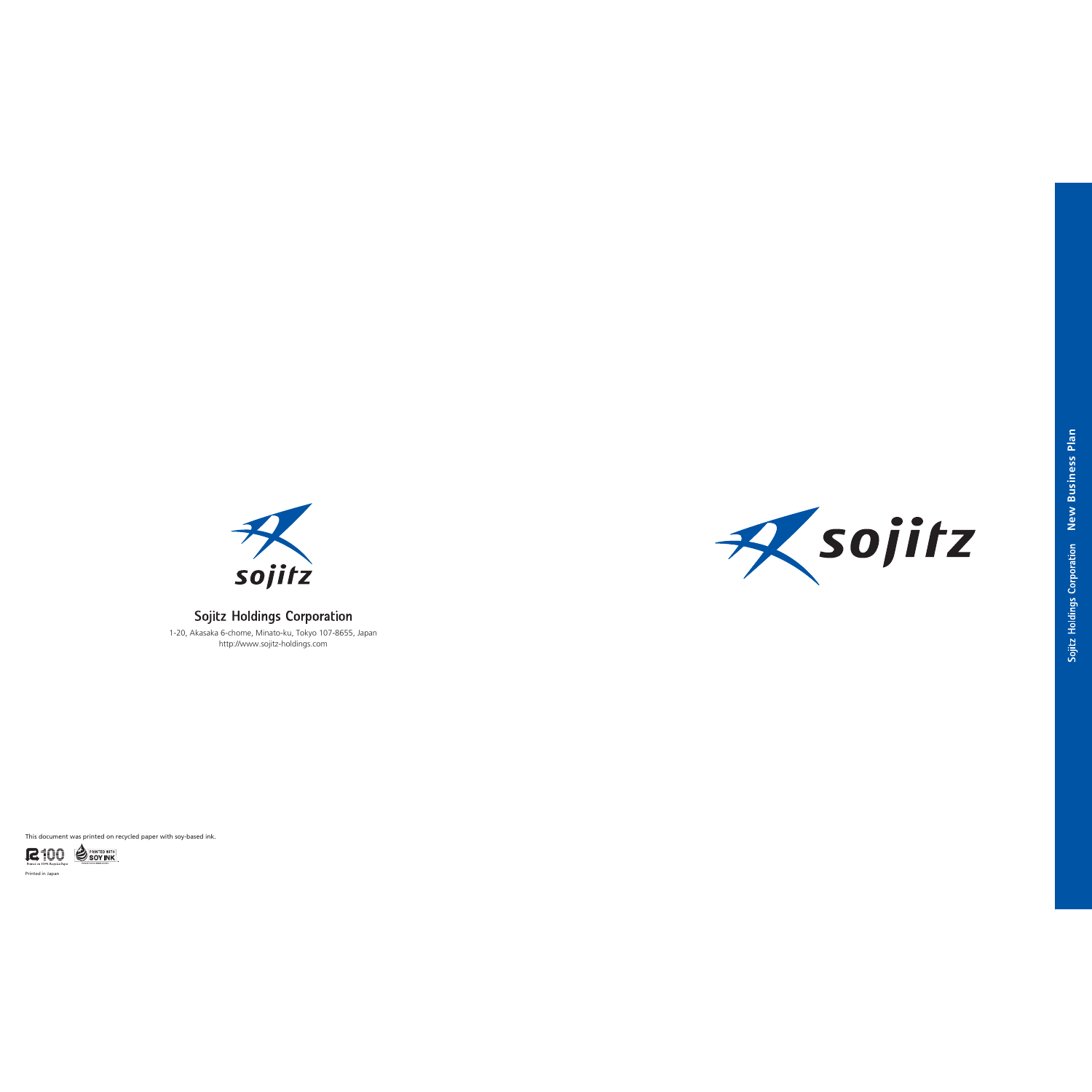sojitz

Sojitz Holdings Corporation

1-20, Akasaka 6-chome, Minato-ku, Tokyo 107-8655, Japan
http://www.sojitz-holdings.com

This document was printed on recycled paper with soy-based ink.

Printed in Japan

sojitz

Sojitz Holdings Corporation New Business Plan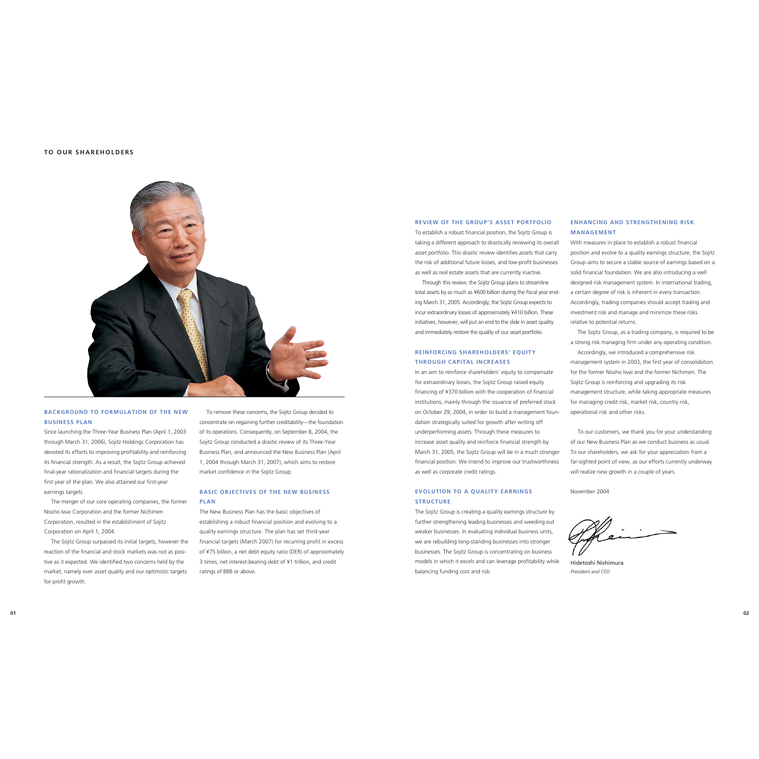# TO OUR SHAREHOLDERS

## BACKGROUND TO FORMULATION OF THE NEW BUSINESS PLAN

Since launching the Three-Year Business Plan (April 1, 2003 through March 31, 2006), Sojitz Holdings Corporation has devoted its efforts to improving profitability and reinforcing its financial strength. As a result, the Sojitz Group achieved final-year rationalization and financial targets during the first year of the plan. We also attained our first-year earnings targets.

The merger of our core operating companies, the former Nissho Iwai Corporation and the former Nichimen Corporation, resulted in the establishment of Sojitz Corporation on April 1, 2004.

The Sojitz Group surpassed its initial targets, however the reaction of the financial and stock markets was not as positive as it expected. We identified two concerns held by the market, namely over asset quality and our optimistic targets for profit growth.

To remove these concerns, the Sojitz Group decided to concentrate on regaining further creditability—the foundation of its operations. Consequently, on September 8, 2004, the Sojitz Group conducted a drastic review of its Three-Year Business Plan, and announced the New Business Plan (April 1, 2004 through March 31, 2007), which aims to restore market confidence in the Sojitz Group.

## BASIC OBJECTIVES OF THE NEW BUSINESS PLAN

The New Business Plan has the basic objectives of establishing a robust financial position and evolving to a quality earnings structure. The plan has set third-year financial targets (March 2007) for recurring profit in excess of ¥75 billion, a net debt equity ratio (DER) of approximately 3 times, net interest-bearing debt of ¥1 trillion, and credit ratings of BBB or above.

## REVIEW OF THE GROUP'S ASSET PORTFOLIO

To establish a robust financial position, the Sojitz Group is taking a different approach to drastically reviewing its overall asset portfolio. This drastic review identifies assets that carry the risk of additional future losses, and low-profit businesses as well as real estate assets that are currently inactive.

Through this review, the Sojitz Group plans to streamline total assets by as much as ¥600 billion during the fiscal year ending March 31, 2005. Accordingly, the Sojitz Group expects to incur extraordinary losses of approximately ¥410 billion. These initiatives, however, will put an end to the slide in asset quality and immediately restore the quality of our asset portfolio.

## REINFORCING SHAREHOLDERS' EQUITY THROUGH CAPITAL INCREASES

In an aim to reinforce shareholders' equity to compensate for extraordinary losses, the Sojitz Group raised equity financing of ¥370 billion with the cooperation of financial institutions, mainly through the issuance of preferred stock on October 29, 2004, in order to build a management foundation strategically suited for growth after writing off underperforming assets. Through these measures to increase asset quality and reinforce financial strength by March 31, 2005, the Sojitz Group will be in a much stronger financial position. We intend to improve our trustworthiness as well as corporate credit ratings.

## EVOLUTION TO A QUALITY EARNINGS STRUCTURE

The Sojitz Group is creating a quality earnings structure by further strengthening leading businesses and weeding out weaker businesses. In evaluating individual business units, we are rebuilding long-standing businesses into stronger businesses. The Sojitz Group is concentrating on business models in which it excels and can leverage profitability while balancing funding cost and risk.

## ENHANCING AND STRENGTHENING RISK MANAGEMENT

With measures in place to establish a robust financial position and evolve to a quality earnings structure, the Sojitz Group aims to secure a stable source of earnings based on a solid financial foundation. We are also introducing a well designed risk management system. In international trading, a certain degree of risk is inherent in every transaction. Accordingly, trading companies should accept trading and investment risk and manage and minimize these risks relative to potential returns.

The Sojitz Group, as a trading company, is required to be a strong risk managing firm under any operating condition.

Accordingly, we introduced a comprehensive risk management system in 2003, the first year of consolidation for the former Nissho Iwai and the former Nichimen. The Sojitz Group is reinforcing and upgrading its risk management structure, while taking appropriate measures for managing credit risk, market risk, country risk, operational risk and other risks.

To our customers, we thank you for your understanding of our New Business Plan as we conduct business as usual. To our shareholders, we ask for your appreciation from a far-sighted point of view, as our efforts currently underway will realize new growth in a couple of years.

November 2004

Hidetoshi Nishimura
*President and CEO*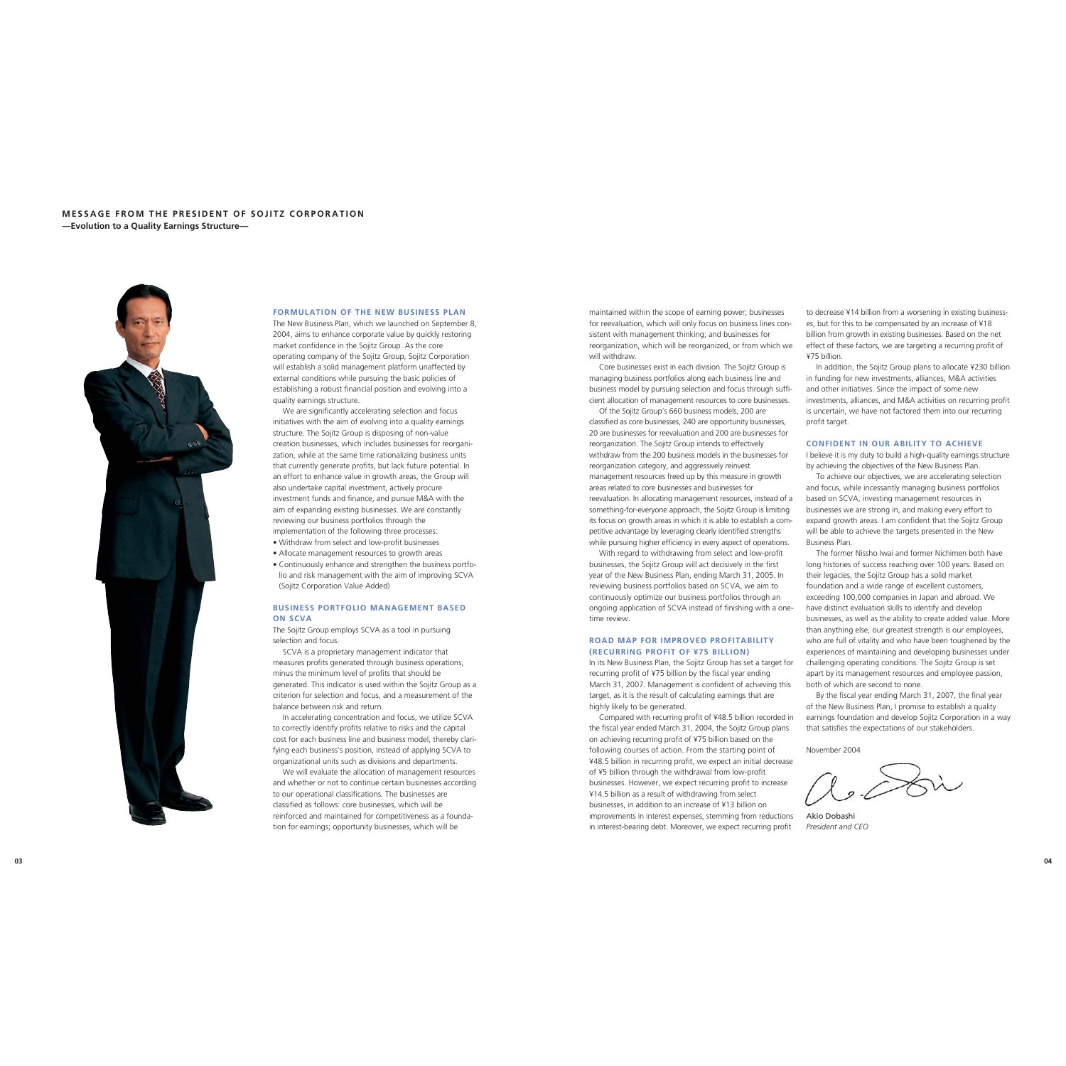# MESSAGE FROM THE PRESIDENT OF SOJITZ CORPORATION

**—Evolution to a Quality Earnings Structure—**

## FORMULATION OF THE NEW BUSINESS PLAN

The New Business Plan, which we launched on September 8, 2004, aims to enhance corporate value by quickly restoring market confidence in the Sojitz Group. As the core operating company of the Sojitz Group, Sojitz Corporation will establish a solid management platform unaffected by external conditions while pursuing the basic policies of establishing a robust financial position and evolving into a quality earnings structure.

We are significantly accelerating selection and focus initiatives with the aim of evolving into a quality earnings structure. The Sojitz Group is disposing of non-value creation businesses, which includes businesses for reorganization, while at the same time rationalizing business units that currently generate profits, but lack future potential. In an effort to enhance value in growth areas, the Group will also undertake capital investment, actively procure investment funds and finance, and pursue M&A with the aim of expanding existing businesses. We are constantly reviewing our business portfolios through the implementation of the following three processes:

- Withdraw from select and low-profit businesses
- Allocate management resources to growth areas
- Continuously enhance and strengthen the business portfolio and risk management with the aim of improving SCVA (Sojitz Corporation Value Added)

## BUSINESS PORTFOLIO MANAGEMENT BASED ON SCVA

The Sojitz Group employs SCVA as a tool in pursuing selection and focus.

SCVA is a proprietary management indicator that measures profits generated through business operations, minus the minimum level of profits that should be generated. This indicator is used within the Sojitz Group as a criterion for selection and focus, and a measurement of the balance between risk and return.

In accelerating concentration and focus, we utilize SCVA to correctly identify profits relative to risks and the capital cost for each business line and business model, thereby clarifying each business's position, instead of applying SCVA to organizational units such as divisions and departments.

We will evaluate the allocation of management resources and whether or not to continue certain businesses according to our operational classifications. The businesses are classified as follows: core businesses, which will be reinforced and maintained for competitiveness as a foundation for earnings; opportunity businesses, which will be maintained within the scope of earning power; businesses for reevaluation, which will only focus on business lines consistent with management thinking; and businesses for reorganization, which will be reorganized, or from which we will withdraw.

Core businesses exist in each division. The Sojitz Group is managing business portfolios along each business line and business model by pursuing selection and focus through sufficient allocation of management resources to core businesses.

Of the Sojitz Group's 660 business models, 200 are classified as core businesses, 240 are opportunity businesses, 20 are businesses for reevaluation and 200 are businesses for reorganization. The Sojitz Group intends to effectively withdraw from the 200 business models in the businesses for reorganization category, and aggressively reinvest management resources freed up by this measure in growth areas related to core businesses and businesses for reevaluation. In allocating management resources, instead of a something-for-everyone approach, the Sojitz Group is limiting its focus on growth areas in which it is able to establish a competitive advantage by leveraging clearly identified strengths while pursuing higher efficiency in every aspect of operations.

With regard to withdrawing from select and low-profit businesses, the Sojitz Group will act decisively in the first year of the New Business Plan, ending March 31, 2005. In reviewing business portfolios based on SCVA, we aim to continuously optimize our business portfolios through an ongoing application of SCVA instead of finishing with a one-time review.

## ROAD MAP FOR IMPROVED PROFITABILITY (RECURRING PROFIT OF ¥75 BILLION)

In its New Business Plan, the Sojitz Group has set a target for recurring profit of ¥75 billion by the fiscal year ending March 31, 2007. Management is confident of achieving this target, as it is the result of calculating earnings that are highly likely to be generated.

Compared with recurring profit of ¥48.5 billion recorded in the fiscal year ended March 31, 2004, the Sojitz Group plans on achieving recurring profit of ¥75 billion based on the following courses of action. From the starting point of ¥48.5 billion in recurring profit, we expect an initial decrease of ¥5 billion through the withdrawal from low-profit businesses. However, we expect recurring profit to increase ¥14.5 billion as a result of withdrawing from select businesses, in addition to an increase of ¥13 billion on improvements in interest expenses, stemming from reductions in interest-bearing debt. Moreover, we expect recurring profit to decrease ¥14 billion from a worsening in existing businesses, but for this to be compensated by an increase of ¥18 billion from growth in existing businesses. Based on the net effect of these factors, we are targeting a recurring profit of ¥75 billion.

In addition, the Sojitz Group plans to allocate ¥230 billion in funding for new investments, alliances, M&A activities and other initiatives. Since the impact of some new investments, alliances, and M&A activities on recurring profit is uncertain, we have not factored them into our recurring profit target.

## CONFIDENT IN OUR ABILITY TO ACHIEVE

I believe it is my duty to build a high-quality earnings structure by achieving the objectives of the New Business Plan.

To achieve our objectives, we are accelerating selection and focus, while incessantly managing business portfolios based on SCVA, investing management resources in businesses we are strong in, and making every effort to expand growth areas. I am confident that the Sojitz Group will be able to achieve the targets presented in the New Business Plan.

The former Nissho Iwai and former Nichimen both have long histories of success reaching over 100 years. Based on their legacies, the Sojitz Group has a solid market foundation and a wide range of excellent customers, exceeding 100,000 companies in Japan and abroad. We have distinct evaluation skills to identify and develop businesses, as well as the ability to create added value. More than anything else, our greatest strength is our employees, who are full of vitality and who have been toughened by the experiences of maintaining and developing businesses under challenging operating conditions. The Sojitz Group is set apart by its management resources and employee passion, both of which are second to none.

By the fiscal year ending March 31, 2007, the final year of the New Business Plan, I promise to establish a quality earnings foundation and develop Sojitz Corporation in a way that satisfies the expectations of our stakeholders.

November 2004

Akio Dobashi
*President and CEO*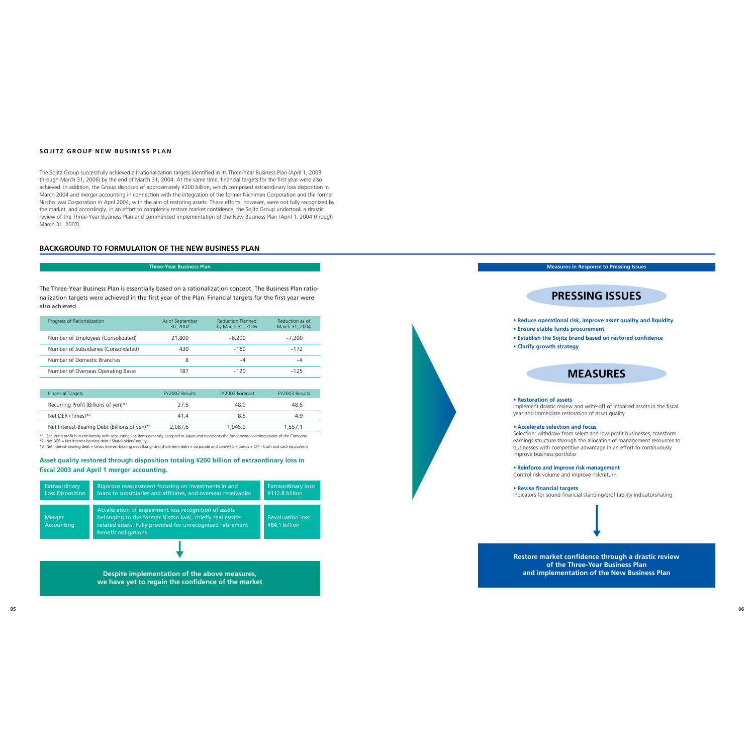## SOJITZ GROUP NEW BUSINESS PLAN

The Sojitz Group successfully achieved all rationalization targets identified in its Three-Year Business Plan (April 1, 2003 through March 31, 2006) by the end of March 31, 2004. At the same time, financial targets for the first year were also achieved. In addition, the Group disposed of approximately ¥200 billion, which comprised extraordinary loss disposition in March 2004 and merger accounting in connection with the integration of the former Nichimen Corporation and the former Nissho Iwai Corporation in April 2004, with the aim of restoring assets. These efforts, however, were not fully recognized by the market, and accordingly, in an effort to completely restore market confidence, the Sojitz Group undertook a drastic review of the Three-Year Business Plan and commenced implementation of the New Business Plan (April 1, 2004 through March 31, 2007).

## BACKGROUND TO FORMULATION OF THE NEW BUSINESS PLAN

### Three-Year Business Plan

The Three-Year Business Plan is essentially based on a rationalization concept. The Business Plan rationalization targets were achieved in the first year of the Plan. Financial targets for the first year were also achieved.

| Progress of Rationalization | As of September 30, 2002 | Reduction Planned by March 31, 2006 | Reduction as of March 31, 2004 |
|---|---|---|---|
| Number of Employees (Consolidated) | 21,800 | −6,200 | −7,200 |
| Number of Subsidiaries (Consolidated) | 430 | −160 | −172 |
| Number of Domestic Branches | 8 | −4 | −4 |
| Number of Overseas Operating Bases | 187 | −120 | −125 |

| Financial Targets | FY2002 Results | FY2003 Forecast | FY2003 Results |
|---|---|---|---|
| Recurring Profit (Billions of yen)*1 | 27.5 | 48.0 | 48.5 |
| Net DER (Times)*2 | 41.4 | 8.5 | 4.9 |
| Net Interest-Bearing Debt (Billions of yen)*3 | 2,087.6 | 1,945.0 | 1,557.1 |

*1 Recurring profit is in conformity with accounting line items generally accepted in Japan and represents the fundamental earning power of the Company
*2 Net DER = Net interest-bearing debt / Shareholders' equity
*3 Net interest-bearing debt = Gross interest-bearing debt (Long- and short-term debt + corporate and convertible bonds + CP) - Cash and cash equivalents

**Asset quality restored through disposition totaling ¥200 billion of extraordinary loss in fiscal 2003 and April 1 merger accounting.**

| | | |
|---|---|---|
| Extraordinary Loss Disposition | Rigorous reassessment focusing on investments in and loans to subsidiaries and affiliates, and overseas receivables | Extraordinary loss: ¥112.8 billion |
| Merger Accounting | Acceleration of impairment loss recognition of assets belonging to the former Nissho Iwai, chiefly real estate-related assets. Fully provided for unrecognized retirement benefit obligations | Revaluation loss: ¥84.1 billion |

**Despite implementation of the above measures, we have yet to regain the confidence of the market**

### Measures in Response to Pressing Issues

## PRESSING ISSUES

- **Reduce operational risk, improve asset quality and liquidity**
- **Ensure stable funds procurement**
- **Establish the Sojitz brand based on restored confidence**
- **Clarify growth strategy**

## MEASURES

- **Restoration of assets**
  Implement drastic review and write-off of impaired assets in the fiscal year and immediate restoration of asset quality

- **Accelerate selection and focus**
  Selection: withdraw from select and low-profit businesses, transform earnings structure through the allocation of management resources to businesses with competitive advantage in an effort to continuously improve business portfolio

- **Reinforce and improve risk management**
  Control risk volume and improve risk/return

- **Revise financial targets**
  Indicators for sound financial standing/profitability indicators/rating

**Restore market confidence through a drastic review of the Three-Year Business Plan and implementation of the New Business Plan**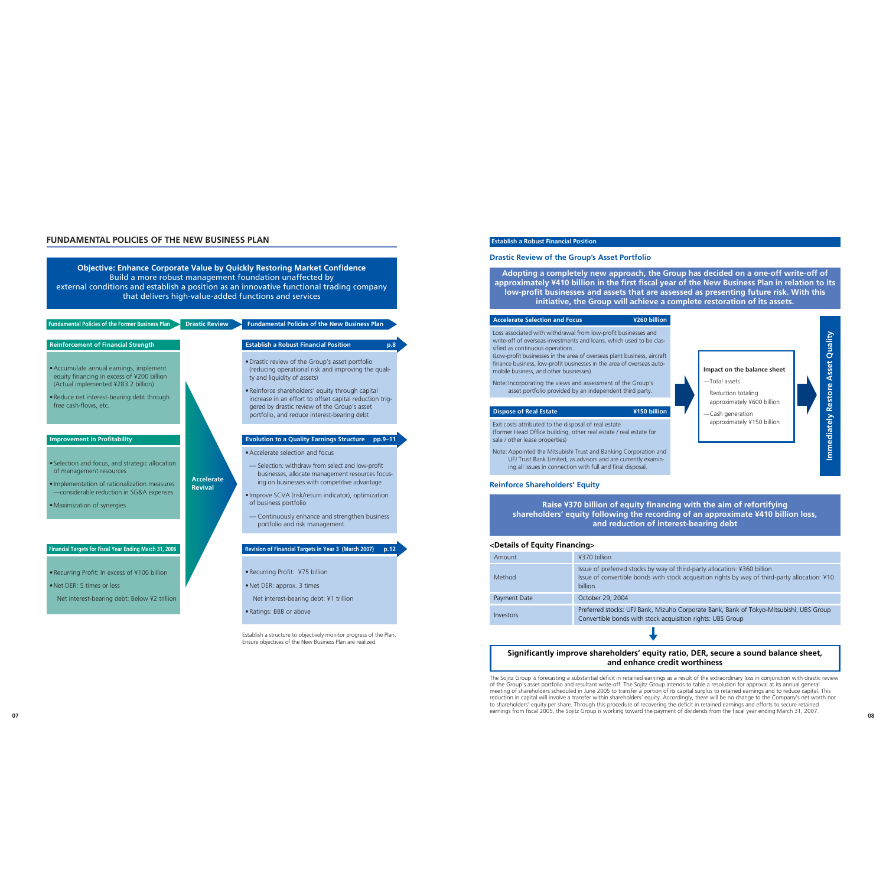## FUNDAMENTAL POLICIES OF THE NEW BUSINESS PLAN

**Objective: Enhance Corporate Value by Quickly Restoring Market Confidence**
Build a more robust management foundation unaffected by external conditions and establish a position as an innovative functional trading company that delivers high-value-added functions and services

| Fundamental Policies of the Former Business Plan | Drastic Review | Fundamental Policies of the New Business Plan |
|---|---|---|
| **Reinforcement of Financial Strength**<br>• Accumulate annual earnings, implement equity financing in excess of ¥200 billion (Actual implemented ¥283.2 billion)<br>• Reduce net interest-bearing debt through free cash-flows, etc. | Accelerate Revival | **Establish a Robust Financial Position** (p.8)<br>• Drastic review of the Group's asset portfolio (reducing operational risk and improving the quality and liquidity of assets)<br>• Reinforce shareholders' equity through capital increase in an effort to offset capital reduction triggered by drastic review of the Group's asset portfolio, and reduce interest-bearing debt |
| **Improvement in Profitability**<br>• Selection and focus, and strategic allocation of management resources<br>• Implementation of rationalization measures —considerable reduction in SG&A expenses<br>• Maximization of synergies | | **Evolution to a Quality Earnings Structure** (pp.9–11)<br>• Accelerate selection and focus<br>— Selection: withdraw from select and low-profit businesses, allocate management resources focusing on businesses with competitive advantage<br>• Improve SCVA (risk/return indicator), optimization of business portfolio<br>— Continuously enhance and strengthen business portfolio and risk management |
| **Financial Targets for Fiscal Year Ending March 31, 2006**<br>• Recurring Profit: In excess of ¥100 billion<br>• Net DER: 5 times or less<br>Net interest-bearing debt: Below ¥2 trillion | | **Revision of Financial Targets in Year 3 (March 2007)** (p.12)<br>• Recurring Profit: ¥75 billion<br>• Net DER: approx. 3 times<br>Net interest-bearing debt: ¥1 trillion<br>• Ratings: BBB or above |

Establish a structure to objectively monitor progress of the Plan. Ensure objectives of the New Business Plan are realized.

### Establish a Robust Financial Position

#### Drastic Review of the Group's Asset Portfolio

**Adopting a completely new approach, the Group has decided on a one-off write-off of approximately ¥410 billion in the first fiscal year of the New Business Plan in relation to its low-profit businesses and assets that are assessed as presenting future risk. With this initiative, the Group will achieve a complete restoration of its assets.**

**Accelerate Selection and Focus — ¥260 billion**

Loss associated with withdrawal from low-profit businesses and write-off of overseas investments and loans, which used to be classified as continuous operations.
(Low-profit businesses in the area of overseas plant business, aircraft finance business, low-profit businesses in the area of overseas automobile business, and other businesses)

Note: Incorporating the views and assessment of the Group's asset portfolio provided by an independent third party.

**Dispose of Real Estate — ¥150 billion**

Exit costs attributed to the disposal of real estate
(former Head Office building, other real estate / real estate for sale / other lease properties)

Note: Appointed the Mitsubishi Trust and Banking Corporation and UFJ Trust Bank Limited, as advisors and are currently examining all issues in connection with full and final disposal.

**Impact on the balance sheet**
—Total assets
Reduction totaling approximately ¥600 billion
—Cash generation
approximately ¥150 billion

**Immediately Restore Asset Quality**

#### Reinforce Shareholders' Equity

**Raise ¥370 billion of equity financing with the aim of refortifying shareholders' equity following the recording of an approximate ¥410 billion loss, and reduction of interest-bearing debt**

**<Details of Equity Financing>**

| | |
|---|---|
| Amount | ¥370 billion |
| Method | Issue of preferred stocks by way of third-party allocation: ¥360 billion<br>Issue of convertible bonds with stock acquisition rights by way of third-party allocation: ¥10 billion |
| Payment Date | October 29, 2004 |
| Investors | Preferred stocks: UFJ Bank, Mizuho Corporate Bank, Bank of Tokyo-Mitsubishi, UBS Group<br>Convertible bonds with stock acquisition rights: UBS Group |

**Significantly improve shareholders' equity ratio, DER, secure a sound balance sheet, and enhance credit worthiness**

The Sojitz Group is forecasting a substantial deficit in retained earnings as a result of the extraordinary loss in conjunction with drastic review of the Group's asset portfolio and resultant write-off. The Sojitz Group intends to table a resolution for approval at its annual general meeting of shareholders scheduled in June 2005 to transfer a portion of its capital surplus to retained earnings and to reduce capital. This reduction in capital will involve a transfer within shareholders' equity. Accordingly, there will be no change to the Company's net worth nor to shareholders' equity per share. Through this procedure of recovering the deficit in retained earnings and efforts to secure retained earnings from fiscal 2005, the Sojitz Group is working toward the payment of dividends from the fiscal year ending March 31, 2007.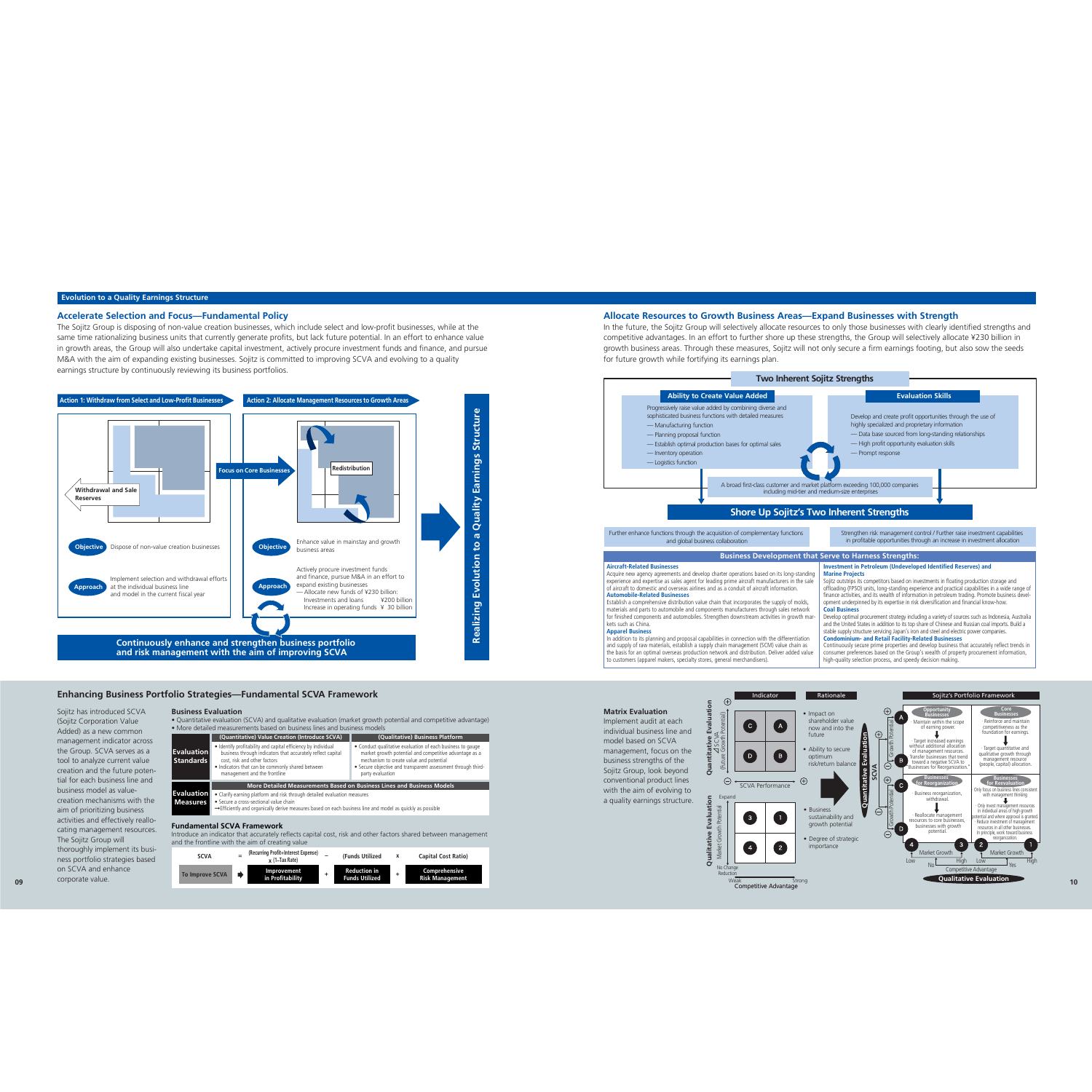## Evolution to a Quality Earnings Structure

### Accelerate Selection and Focus—Fundamental Policy

The Sojitz Group is disposing of non-value creation businesses, which include select and low-profit businesses, while at the same time rationalizing business units that currently generate profits, but lack future potential. In an effort to enhance value in growth areas, the Group will also undertake capital investment, actively procure investment funds and finance, and pursue M&A with the aim of expanding existing businesses. Sojitz is committed to improving SCVA and evolving to a quality earnings structure by continuously reviewing its business portfolios.

**Action 1: Withdraw from Select and Low-Profit Businesses**

Withdrawal and Sale Reserves

**Objective** Dispose of non-value creation businesses

**Approach** Implement selection and withdrawal efforts at the individual business line and model in the current fiscal year

**Action 2: Allocate Management Resources to Growth Areas**

Focus on Core Businesses

Redistribution

**Objective** Enhance value in mainstay and growth business areas

**Approach** Actively procure investment funds and finance, pursue M&A in an effort to expand existing businesses
— Allocate new funds of ¥230 billion:
Investments and loans ¥200 billion
Increase in operating funds ¥ 30 billion

**Continuously enhance and strengthen business portfolio and risk management with the aim of improving SCVA**

**Realizing Evolution to a Quality Earnings Structure**

### Allocate Resources to Growth Business Areas—Expand Businesses with Strength

In the future, the Sojitz Group will selectively allocate resources to only those businesses with clearly identified strengths and competitive advantages. In an effort to further shore up these strengths, the Group will selectively allocate ¥230 billion in growth business areas. Through these measures, Sojitz will not only secure a firm earnings footing, but also sow the seeds for future growth while fortifying its earnings plan.

**Two Inherent Sojitz Strengths**

**Ability to Create Value Added**

Progressively raise value added by combining diverse and sophisticated business functions with detailed measures
— Manufacturing function
— Planning proposal function
— Establish optimal production bases for optimal sales
— Inventory operation
— Logistics function

**Evaluation Skills**

Develop and create profit opportunities through the use of highly specialized and proprietary information
— Data base sourced from long-standing relationships
— High profit opportunity evaluation skills
— Prompt response

A broad first-class customer and market platform exceeding 100,000 companies including mid-tier and medium-size enterprises

**Shore Up Sojitz's Two Inherent Strengths**

Further enhance functions through the acquisition of complementary functions and global business collaboration

Strengthen risk management control / Further raise investment capabilities in profitable opportunities through an increase in investment allocation

**Business Development that Serve to Harness Strengths:**

**Aircraft-Related Businesses**
Acquire new agency agreements and develop charter operations based on its long-standing experience and expertise as sales agent for leading prime aircraft manufacturers in the sale of aircraft to domestic and overseas airlines and as a conduit of aircraft information.

**Automobile-Related Businesses**
Establish a comprehensive distribution value chain that incorporates the supply of molds, materials and parts to automobile and components manufacturers through sales network for finished components and automobiles. Strengthen downstream activities in growth markets such as China.

**Apparel Business**
In addition to its planning and proposal capabilities in connection with the differentiation and supply of raw materials, establish a supply chain management (SCM) value chain as the basis for an optimal overseas production network and distribution. Deliver added value to customers (apparel makers, specialty stores, general merchandisers).

**Investment in Petroleum (Undeveloped Identified Reserves) and Marine Projects**
Sojitz outstrips its competitors based on investments in floating production storage and offloading (FPSO) units, long-standing experience and practical capabilities in a wide range of finance activities, and its wealth of information in petroleum trading. Promote business development underpinned by its expertise in risk diversification and financial know-how.

**Coal Business**
Develop optimal procurement strategy including a variety of sources such as Indonesia, Australia and the United States in addition to its top share of Chinese and Russian coal imports. Build a stable supply structure servicing Japan's iron and steel and electric power companies.

**Condominium- and Retail Facility-Related Businesses**
Continuously secure prime properties and develop business that accurately reflects trends in consumer preferences based on the Group's wealth of property procurement information, high-quality selection process, and speedy decision making.

## Enhancing Business Portfolio Strategies—Fundamental SCVA Framework

Sojitz has introduced SCVA (Sojitz Corporation Value Added) as a new common management indicator across the Group. SCVA serves as a tool to analyze current value creation and the future potential for each business line and business model as value-creation mechanisms with the aim of prioritizing business activities and effectively reallocating management resources. The Sojitz Group will thoroughly implement its business portfolio strategies based on SCVA and enhance corporate value.

### Business Evaluation

- Quantitative evaluation (SCVA) and qualitative evaluation (market growth potential and competitive advantage)
- More detailed measurements based on business lines and business models

| | (Quantitative) Value Creation (Introduce SCVA) | (Qualitative) Business Platform |
|---|---|---|
| **Evaluation Standards** | • Identify profitability and capital efficiency by individual business through indicators that accurately reflect capital cost, risk and other factors<br>• Indicators that can be commonly shared between management and the frontline | • Conduct qualitative evaluation of each business to gauge market growth potential and competitive advantage as a mechanism to create value and potential<br>• Secure objective and transparent assessment through third-party evaluation |
| **Evaluation Measures** | More Detailed Measurements Based on Business Lines and Business Models<br>• Clarify earning platform and risk through detailed evaluation measures<br>• Secure a cross-sectional value chain<br>→Efficiently and organically derive measures based on each business line and model as quickly as possible | |

### Fundamental SCVA Framework

Introduce an indicator that accurately reflects capital cost, risk and other factors shared between management and the frontline with the aim of creating value

$$\text{SCVA} = \text{(Recurring Profit+Interest Expense)} \times (1-\text{Tax Rate}) - (\text{Funds Utilized} \times \text{Capital Cost Ratio})$$

| To Improve SCVA | ➡ | Improvement in Profitability | + | Reduction in Funds Utilized | + | Comprehensive Risk Management |
|---|---|---|---|---|---|---|

**Matrix Evaluation**

Implement audit at each individual business line and model based on SCVA management, focus on the business strengths of the Sojitz Group, look beyond conventional product lines with the aim of evolving to a quality earnings structure.

**Quantitative Evaluation** — Indicator: ⊿SCVA (Future Growth Potential) vs. SCVA Performance; quadrants C, A (top), D, B (bottom). Rationale:
- Impact on shareholder value now and into the future
- Ability to secure optimum risk/return balance

**Qualitative Evaluation** — Indicator: Market Growth Potential (Expand / No Change Reduction) vs. Competitive Advantage (Weak / Strong); quadrants 3, 1 (top), 4, 2 (bottom). Rationale:
- Business sustainability and growth potential
- Degree of strategic importance

**Sojitz's Portfolio Framework**

| | Opportunity Businesses | Core Businesses |
|---|---|---|
| | · Maintain within the scope of earning power.<br>↓<br>· Target increased earnings without additional allocation of management resources.<br>Transfer businesses that trend toward a negative SCVA to "Businesses for Reorganization." | · Reinforce and maintain competitiveness as the foundation for earnings.<br>↓<br>· Target quantitative and qualitative growth through management resource (people, capital) allocation. |
| | **Businesses for Reorganization** | **Businesses for Reevaluation** |
| | · Business reorganization, withdrawal.<br>↓<br>· Reallocate management resources to core businesses, businesses with growth potential. | · Only focus on business lines consistent with management thinking<br>↓<br>· Only invest management resources in individual areas of high growth potential and where approval is granted.<br>· Reduce investment of management resources in all other businesses. In principle, work toward business reorganization. |

Quantitative Evaluation (SCVA: A, B, C, D; Growth Potential ⊕/⊖) — Qualitative Evaluation (4, 3, 2, 1; Market Growth Low/High; Competitive Advantage No/Yes)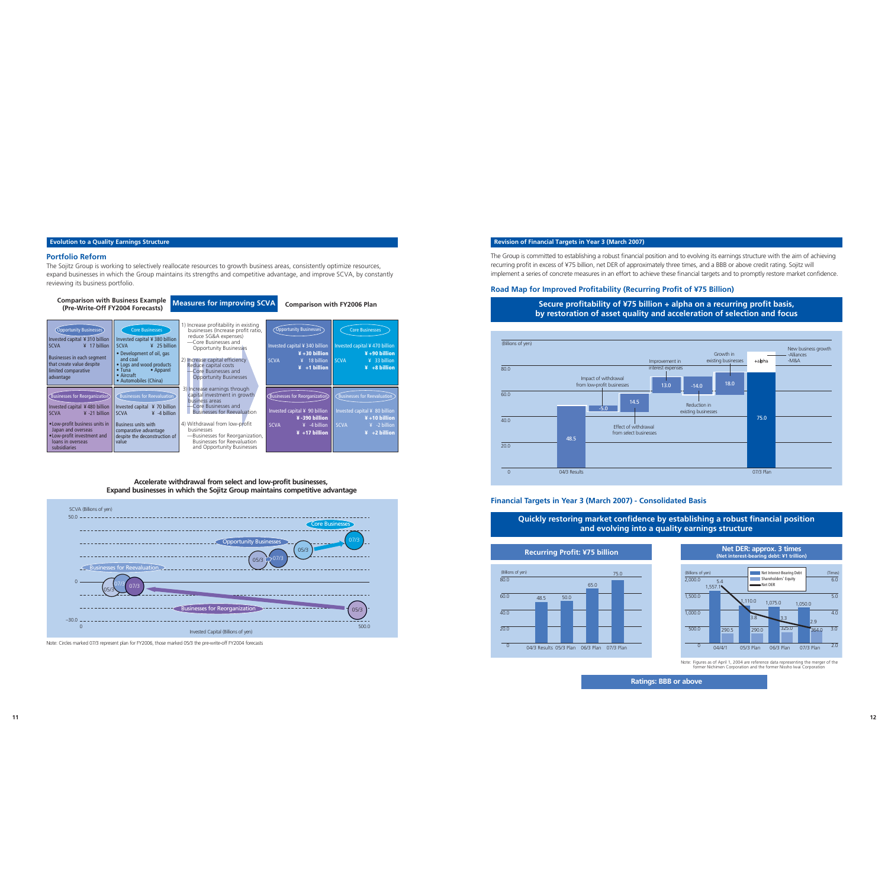## Evolution to a Quality Earnings Structure

### Portfolio Reform

The Sojitz Group is working to selectively reallocate resources to growth business areas, consistently optimize resources, expand businesses in which the Group maintains its strengths and competitive advantage, and improve SCVA, by constantly reviewing its business portfolio.

**Comparison with Business Example (Pre-Write-Off FY2004 Forecasts)**

| Opportunity Businesses | Core Businesses |
|---|---|
| Invested capital ¥ 310 billion<br>SCVA ¥ 17 billion | Invested capital ¥ 380 billion<br>SCVA ¥ 25 billion |
| Businesses in each segment that create value despite limited comparative advantage | • Development of oil, gas and coal<br>• Logs and wood products<br>• Tuna • Apparel<br>• Aircraft<br>• Automobiles (China) |

| Businesses for Reorganization | Businesses for Reevaluation |
|---|---|
| Invested capital ¥ 480 billion<br>SCVA ¥ -21 billion | Invested capital ¥ 70 billion<br>SCVA ¥ -4 billion |
| • Low-profit business units in Japan and overseas<br>• Low-profit investment and loans in overseas subsidiaries | Business units with comparative advantage despite the deconstruction of value |

**Measures for improving SCVA**

1) Increase profitability in existing businesses (Increase profit ratio, reduce SG&A expenses)
—Core Businesses and Opportunity Businesses

2) Increase capital efficiency
Reduce capital costs
—Core Businesses and Opportunity Businesses

3) Increase earnings through capital investment in growth business areas
—Core Businesses and Businesses for Reevaluation

4) Withdrawal from low-profit businesses
—Businesses for Reorganization, Businesses for Reevaluation and Opportunity Businesses

**Comparison with FY2006 Plan**

| Opportunity Businesses | Core Businesses |
|---|---|
| Invested capital ¥ 340 billion<br>¥ +30 billion<br>SCVA ¥ 18 billion<br>¥ +1 billion | Invested capital ¥ 470 billion<br>¥ +90 billion<br>SCVA ¥ 33 billion<br>¥ +8 billion |

| Businesses for Reorganization | Businesses for Reevaluation |
|---|---|
| Invested capital ¥ 90 billion<br>¥ -390 billion<br>SCVA ¥ -4 billion<br>¥ +17 billion | Invested capital ¥ 80 billion<br>¥ +10 billion<br>SCVA ¥ -2 billion<br>¥ +2 billion |

**Accelerate withdrawal from select and low-profit businesses, Expand businesses in which the Sojitz Group maintains competitive advantage**

(Chart: SCVA (Billions of yen) vs. Invested Capital (Billions of yen); Core Businesses 05/3 → 07/3; Opportunity Businesses 05/3 → 07/3; Businesses for Reevaluation 05/3 → 07/3; Businesses for Reorganization 05/3 → 07/3)

Note: Circles marked 07/3 represent plan for FY2006, those marked 05/3 the pre-write-off FY2004 forecasts

## Revision of Financial Targets in Year 3 (March 2007)

The Group is committed to establishing a robust financial position and to evolving its earnings structure with the aim of achieving recurring profit in excess of ¥75 billion, net DER of approximately three times, and a BBB or above credit rating. Sojitz will implement a series of concrete measures in an effort to achieve these financial targets and to promptly restore market confidence.

### Road Map for Improved Profitability (Recurring Profit of ¥75 Billion)

**Secure profitability of ¥75 billion + alpha on a recurring profit basis, by restoration of asset quality and acceleration of selection and focus**

(Billions of yen)

| Item | Amount |
|---|---|
| 04/3 Results | 48.5 |
| Impact of withdrawal from low-profit businesses | -5.0 |
| Effect of withdrawal from select businesses | 14.5 |
| Improvement in interest expenses | 13.0 |
| Reduction in existing businesses | -14.0 |
| Growth in existing businesses | 18.0 |
| 07/3 Plan | 75.0 |
| New business growth -Alliances -M&A | +alpha |

### Financial Targets in Year 3 (March 2007) - Consolidated Basis

**Quickly restoring market confidence by establishing a robust financial position and evolving into a quality earnings structure**

**Recurring Profit: ¥75 billion**

(Billions of yen)

| 04/3 Results | 05/3 Plan | 06/3 Plan | 07/3 Plan |
|---|---|---|---|
| 48.5 | 50.0 | 65.0 | 75.0 |

**Net DER: approx. 3 times (Net interest-bearing debt: ¥1 trillion)**

| | 04/4/1 | 05/3 Plan | 06/3 Plan | 07/3 Plan |
|---|---|---|---|---|
| Net Interest-Bearing Debt (Billions of yen) | 1,557.1 | 1,110.0 | 1,075.0 | 1,050.0 |
| Shareholders' Equity (Billions of yen) | 290.5 | 290.0 | 325.0 | 364.0 |
| Net DER (Times) | 5.4 | 3.8 | 3.3 | 2.9 |

Note: Figures as of April 1, 2004 are reference data representing the merger of the former Nichimen Corporation and the former Nissho Iwai Corporation

**Ratings: BBB or above**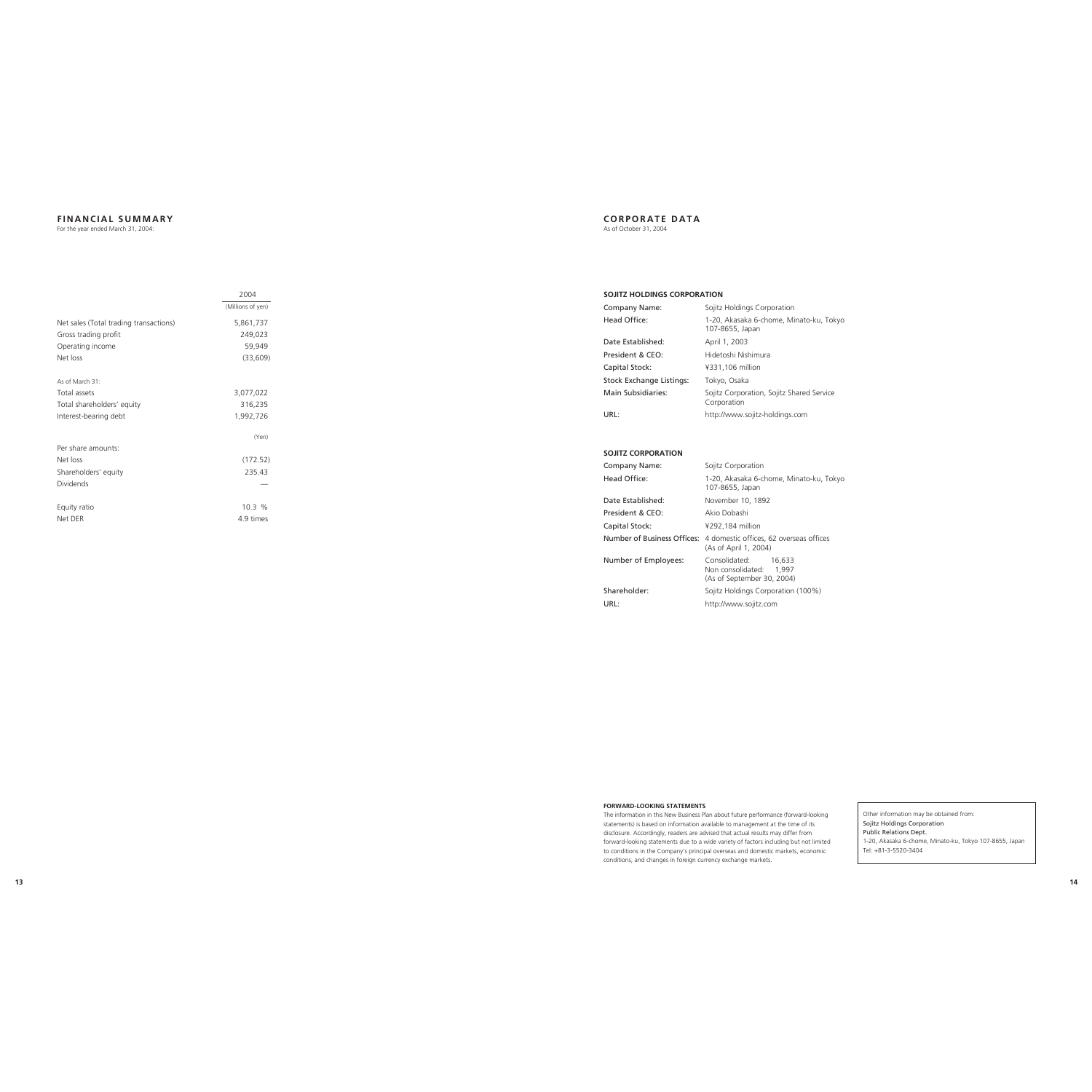## FINANCIAL SUMMARY

For the year ended March 31, 2004:

| | 2004 |
|---|---|
| | (Millions of yen) |
| Net sales (Total trading transactions) | 5,861,737 |
| Gross trading profit | 249,023 |
| Operating income | 59,949 |
| Net loss | (33,609) |
| As of March 31: | |
| Total assets | 3,077,022 |
| Total shareholders' equity | 316,235 |
| Interest-bearing debt | 1,992,726 |
| | (Yen) |
| Per share amounts: | |
| Net loss | (172.52) |
| Shareholders' equity | 235.43 |
| Dividends | — |
| Equity ratio | 10.3 % |
| Net DER | 4.9 times |

## CORPORATE DATA

As of October 31, 2004

### SOJITZ HOLDINGS CORPORATION

| | |
|---|---|
| Company Name: | Sojitz Holdings Corporation |
| Head Office: | 1-20, Akasaka 6-chome, Minato-ku, Tokyo 107-8655, Japan |
| Date Established: | April 1, 2003 |
| President & CEO: | Hidetoshi Nishimura |
| Capital Stock: | ¥331,106 million |
| Stock Exchange Listings: | Tokyo, Osaka |
| Main Subsidiaries: | Sojitz Corporation, Sojitz Shared Service Corporation |
| URL: | http://www.sojitz-holdings.com |

### SOJITZ CORPORATION

| | |
|---|---|
| Company Name: | Sojitz Corporation |
| Head Office: | 1-20, Akasaka 6-chome, Minato-ku, Tokyo 107-8655, Japan |
| Date Established: | November 10, 1892 |
| President & CEO: | Akio Dobashi |
| Capital Stock: | ¥292,184 million |
| Number of Business Offices: | 4 domestic offices, 62 overseas offices (As of April 1, 2004) |
| Number of Employees: | Consolidated: 16,633<br>Non consolidated: 1,997<br>(As of September 30, 2004) |
| Shareholder: | Sojitz Holdings Corporation (100%) |
| URL: | http://www.sojitz.com |

**FORWARD-LOOKING STATEMENTS**

The information in this New Business Plan about future performance (forward-looking statements) is based on information available to management at the time of its disclosure. Accordingly, readers are advised that actual results may differ from forward-looking statements due to a wide variety of factors including but not limited to conditions in the Company's principal overseas and domestic markets, economic conditions, and changes in foreign currency exchange markets.

Other information may be obtained from:
Sojitz Holdings Corporation
Public Relations Dept.
1-20, Akasaka 6-chome, Minato-ku, Tokyo 107-8655, Japan
Tel: +81-3-5520-3404